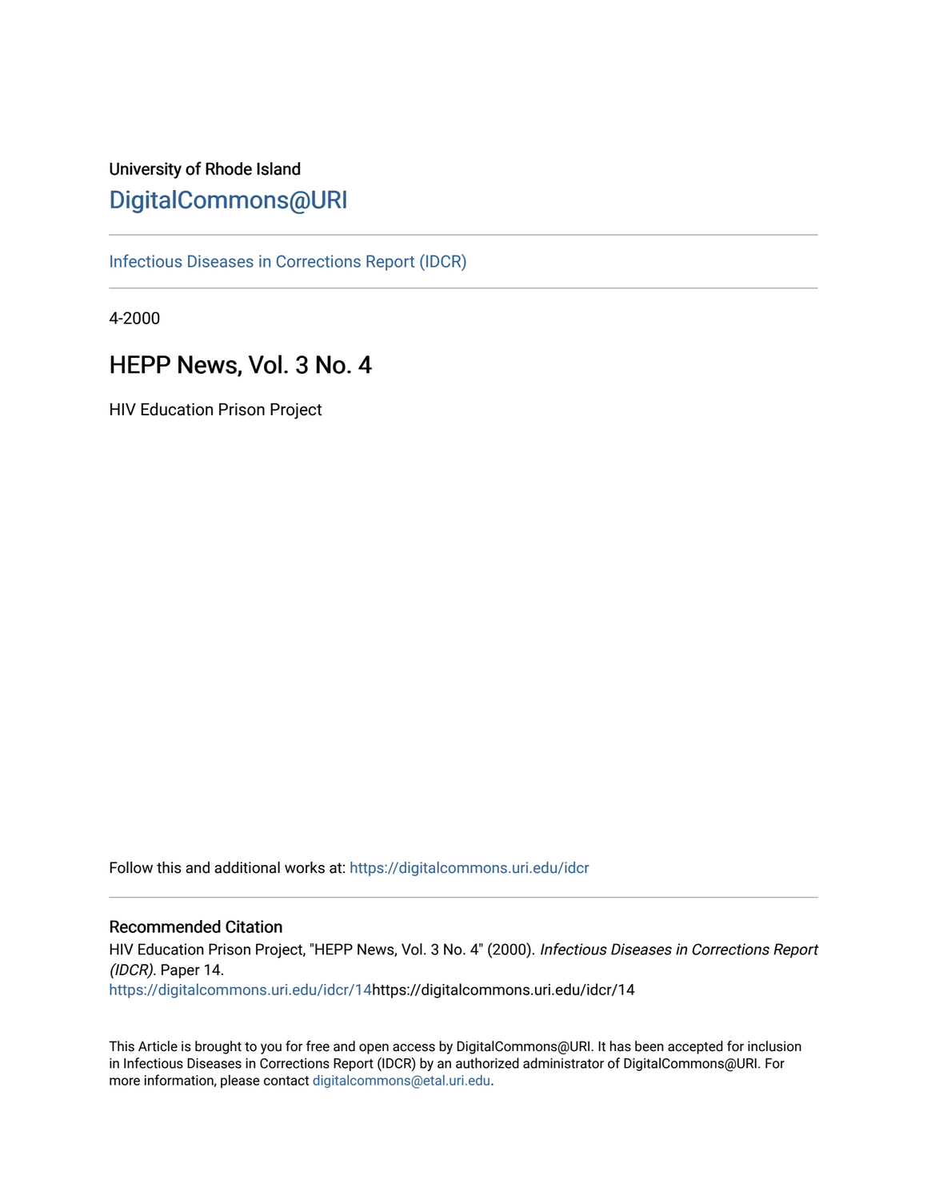University of Rhode Island

# DigitalCommons@URI

Infectious Diseases in Corrections Report (IDCR)

4-2000

## HEPP News, Vol. 3 No. 4

HIV Education Prison Project

Follow this and additional works at: https://digitalcommons.uri.edu/idcr

### Recommended Citation

HIV Education Prison Project, "HEPP News, Vol. 3 No. 4" (2000). *Infectious Diseases in Corrections Report (IDCR).* Paper 14.
https://digitalcommons.uri.edu/idcr/14https://digitalcommons.uri.edu/idcr/14

This Article is brought to you for free and open access by DigitalCommons@URI. It has been accepted for inclusion in Infectious Diseases in Corrections Report (IDCR) by an authorized administrator of DigitalCommons@URI. For more information, please contact digitalcommons@etal.uri.edu.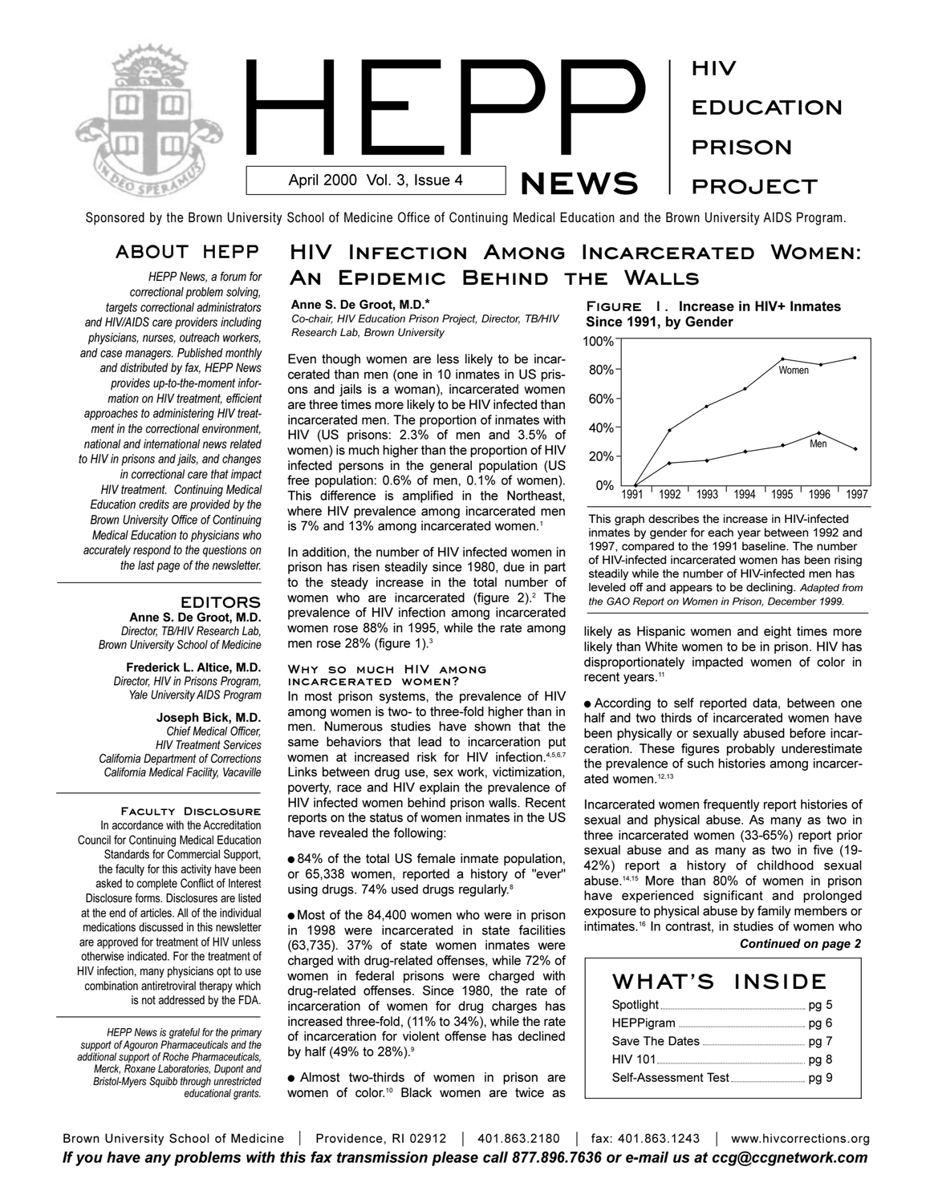# HEPP NEWS

**HIV EDUCATION PRISON PROJECT**

April 2000 Vol. 3, Issue 4

Sponsored by the Brown University School of Medicine Office of Continuing Medical Education and the Brown University AIDS Program.

## ABOUT HEPP

*HEPP News, a forum for correctional problem solving, targets correctional administrators and HIV/AIDS care providers including physicians, nurses, outreach workers, and case managers. Published monthly and distributed by fax, HEPP News provides up-to-the-moment information on HIV treatment, efficient approaches to administering HIV treatment in the correctional environment, national and international news related to HIV in prisons and jails, and changes in correctional care that impact HIV treatment. Continuing Medical Education credits are provided by the Brown University Office of Continuing Medical Education to physicians who accurately respond to the questions on the last page of the newsletter.*

## EDITORS

**Anne S. De Groot, M.D.**
*Director, TB/HIV Research Lab, Brown University School of Medicine*

**Frederick L. Altice, M.D.**
*Director, HIV in Prisons Program, Yale University AIDS Program*

**Joseph Bick, M.D.**
*Chief Medical Officer, HIV Treatment Services California Department of Corrections California Medical Facility, Vacaville*

### Faculty Disclosure

In accordance with the Accreditation Council for Continuing Medical Education Standards for Commercial Support, the faculty for this activity have been asked to complete Conflict of Interest Disclosure forms. Disclosures are listed at the end of articles. All of the individual medications discussed in this newsletter are approved for treatment of HIV unless otherwise indicated. For the treatment of HIV infection, many physicians opt to use combination antiretroviral therapy which is not addressed by the FDA.

*HEPP News is grateful for the primary support of Agouron Pharmaceuticals and the additional support of Roche Pharmaceuticals, Merck, Roxane Laboratories, Dupont and Bristol-Myers Squibb through unrestricted educational grants.*

# HIV Infection Among Incarcerated Women: An Epidemic Behind the Walls

**Anne S. De Groot, M.D.***
*Co-chair, HIV Education Prison Project, Director, TB/HIV Research Lab, Brown University*

Even though women are less likely to be incarcerated than men (one in 10 inmates in US prisons and jails is a woman), incarcerated women are three times more likely to be HIV infected than incarcerated men. The proportion of inmates with HIV (US prisons: 2.3% of men and 3.5% of women) is much higher than the proportion of HIV infected persons in the general population (US free population: 0.6% of men, 0.1% of women). This difference is amplified in the Northeast, where HIV prevalence among incarcerated men is 7% and 13% among incarcerated women.[1]

In addition, the number of HIV infected women in prison has risen steadily since 1980, due in part to the steady increase in the total number of women who are incarcerated (figure 2).[2] The prevalence of HIV infection among incarcerated women rose 88% in 1995, while the rate among men rose 28% (figure 1).[3]

### Why so much HIV among incarcerated women?

In most prison systems, the prevalence of HIV among women is two- to three-fold higher than in men. Numerous studies have shown that the same behaviors that lead to incarceration put women at increased risk for HIV infection.[4,5,6,7] Links between drug use, sex work, victimization, poverty, race and HIV explain the prevalence of HIV infected women behind prison walls. Recent reports on the status of women inmates in the US have revealed the following:

- 84% of the total US female inmate population, or 65,338 women, reported a history of "ever" using drugs. 74% used drugs regularly.[8]
- Most of the 84,400 women who were in prison in 1998 were incarcerated in state facilities (63,735). 37% of state women inmates were charged with drug-related offenses, while 72% of women in federal prisons were charged with drug-related offenses. Since 1980, the rate of incarceration of women for drug charges has increased three-fold, (11% to 34%), while the rate of incarceration for violent offense has declined by half (49% to 28%).[9]
- Almost two-thirds of women in prison are women of color.[10] Black women are twice as likely as Hispanic women and eight times more likely than White women to be in prison. HIV has disproportionately impacted women of color in recent years.[11]
- According to self reported data, between one half and two thirds of incarcerated women have been physically or sexually abused before incarceration. These figures probably underestimate the prevalence of such histories among incarcerated women.[12,13]

**Figure 1. Increase in HIV+ Inmates Since 1991, by Gender**

| Year | Women | Men |
|---|---|---|
| 1991 | 0% | 0% |
| 1992 | ~38% | ~15% |
| 1993 | ~55% | ~17% |
| 1994 | ~67% | ~23% |
| 1995 | ~88% | ~28% |
| 1996 | ~84% | ~36% |
| 1997 | ~88% | ~25% |

This graph describes the increase in HIV-infected inmates by gender for each year between 1992 and 1997, compared to the 1991 baseline. The number of HIV-infected incarcerated women has been rising steadily while the number of HIV-infected men has leveled off and appears to be declining. *Adapted from the GAO Report on Women in Prison, December 1999.*

Incarcerated women frequently report histories of sexual and physical abuse. As many as two in three incarcerated women (33-65%) report prior sexual abuse and as many as two in five (19-42%) report a history of childhood sexual abuse.[14,15] More than 80% of women in prison have experienced significant and prolonged exposure to physical abuse by family members or intimates.[16] In contrast, in studies of women who

***Continued on page 2***

## WHAT'S INSIDE

| | |
|---|---|
| Spotlight | pg 5 |
| HEPPigram | pg 6 |
| Save The Dates | pg 7 |
| HIV 101 | pg 8 |
| Self-Assessment Test | pg 9 |

Brown University School of Medicine | Providence, RI 02912 | 401.863.2180 | fax: 401.863.1243 | www.hivcorrections.org

***If you have any problems with this fax transmission please call 877.896.7636 or e-mail us at ccg@ccgnetwork.com***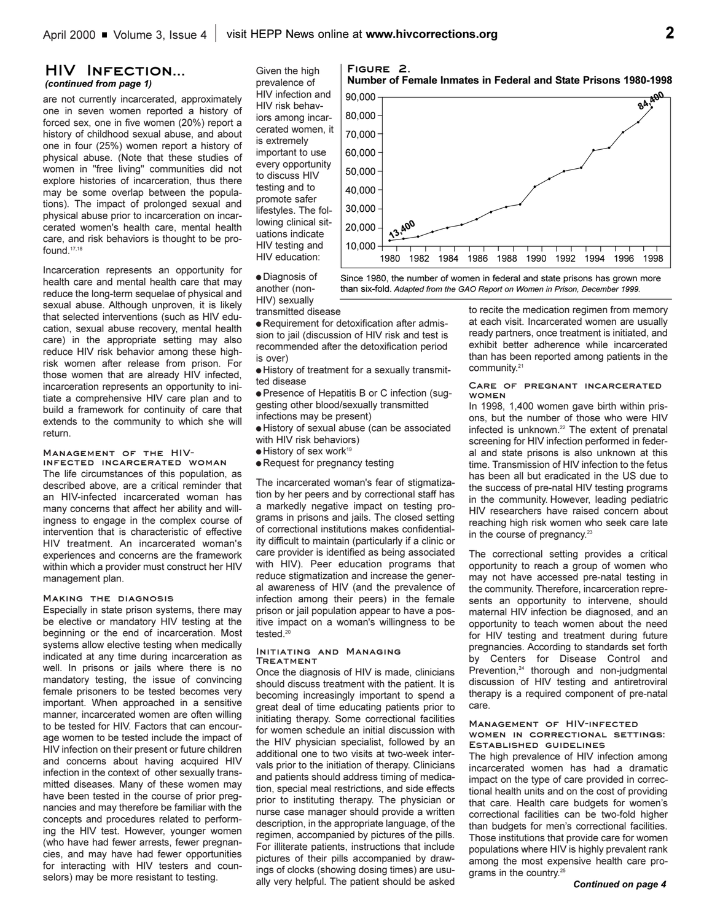## HIV Infection...

*(continued from page 1)*

are not currently incarcerated, approximately one in seven women reported a history of forced sex, one in five women (20%) report a history of childhood sexual abuse, and about one in four (25%) women report a history of physical abuse. (Note that these studies of women in "free living" communities did not explore histories of incarceration, thus there may be some overlap between the populations). The impact of prolonged sexual and physical abuse prior to incarceration on incarcerated women's health care, mental health care, and risk behaviors is thought to be profound.[17,18]

Incarceration represents an opportunity for health care and mental health care that may reduce the long-term sequelae of physical and sexual abuse. Although unproven, it is likely that selected interventions (such as HIV education, sexual abuse recovery, mental health care) in the appropriate setting may also reduce HIV risk behavior among these high-risk women after release from prison. For those women that are already HIV infected, incarceration represents an opportunity to initiate a comprehensive HIV care plan and to build a framework for continuity of care that extends to the community to which she will return.

### Management of the HIV-infected incarcerated woman

The life circumstances of this population, as described above, are a critical reminder that an HIV-infected incarcerated woman has many concerns that affect her ability and willingness to engage in the complex course of intervention that is characteristic of effective HIV treatment. An incarcerated woman's experiences and concerns are the framework within which a provider must construct her HIV management plan.

### Making the diagnosis

Especially in state prison systems, there may be elective or mandatory HIV testing at the beginning or the end of incarceration. Most systems allow elective testing when medically indicated at any time during incarceration as well. In prisons or jails where there is no mandatory testing, the issue of convincing female prisoners to be tested becomes very important. When approached in a sensitive manner, incarcerated women are often willing to be tested for HIV. Factors that can encourage women to be tested include the impact of HIV infection on their present or future children and concerns about having acquired HIV infection in the context of other sexually transmitted diseases. Many of these women may have been tested in the course of prior pregnancies and may therefore be familiar with the concepts and procedures related to performing the HIV test. However, younger women (who have had fewer arrests, fewer pregnancies, and may have had fewer opportunities for interacting with HIV testers and counselors) may be more resistant to testing.

Given the high prevalence of HIV infection and HIV risk behaviors among incarcerated women, it is extremely important to use every opportunity to discuss HIV testing and to promote safer lifestyles. The following clinical situations indicate HIV testing and HIV education:

- Diagnosis of another (non-HIV) sexually transmitted disease
- Requirement for detoxification after admission to jail (discussion of HIV risk and test is recommended after the detoxification period is over)
- History of treatment for a sexually transmitted disease
- Presence of Hepatitis B or C infection (suggesting other blood/sexually transmitted infections may be present)
- History of sexual abuse (can be associated with HIV risk behaviors)
- History of sex work[19]
- Request for pregnancy testing

The incarcerated woman's fear of stigmatization by her peers and by correctional staff has a markedly negative impact on testing programs in prisons and jails. The closed setting of correctional institutions makes confidentiality difficult to maintain (particularly if a clinic or care provider is identified as being associated with HIV). Peer education programs that reduce stigmatization and increase the general awareness of HIV (and the prevalence of infection among their peers) in the female prison or jail population appear to have a positive impact on a woman's willingness to be tested.[20]

**Figure 2. Number of Female Inmates in Federal and State Prisons 1980-1998**

| Year | Number of female inmates |
|---|---|
| 1980 | 13,400 |
| 1998 | 84,400 |

Since 1980, the number of women in federal and state prisons has grown more than six-fold. *Adapted from the GAO Report on Women in Prison, December 1999.*

### Initiating and Managing Treatment

Once the diagnosis of HIV is made, clinicians should discuss treatment with the patient. It is becoming increasingly important to spend a great deal of time educating patients prior to initiating therapy. Some correctional facilities for women schedule an initial discussion with the HIV physician specialist, followed by an additional one to two visits at two-week intervals prior to the initiation of therapy. Clinicians and patients should address timing of medication, special meal restrictions, and side effects prior to instituting therapy. The physician or nurse case manager should provide a written description, in the appropriate language, of the regimen, accompanied by pictures of the pills. For illiterate patients, instructions that include pictures of their pills accompanied by drawings of clocks (showing dosing times) are usually very helpful. The patient should be asked to recite the medication regimen from memory at each visit. Incarcerated women are usually ready partners, once treatment is initiated, and exhibit better adherence while incarcerated than has been reported among patients in the community.[21]

### Care of pregnant incarcerated women

In 1998, 1,400 women gave birth within prisons, but the number of those who were HIV infected is unknown.[22] The extent of prenatal screening for HIV infection performed in federal and state prisons is also unknown at this time. Transmission of HIV infection to the fetus has been all but eradicated in the US due to the success of pre-natal HIV testing programs in the community. However, leading pediatric HIV researchers have raised concern about reaching high risk women who seek care late in the course of pregnancy.[23]

The correctional setting provides a critical opportunity to reach a group of women who may not have accessed pre-natal testing in the community. Therefore, incarceration represents an opportunity to intervene, should maternal HIV infection be diagnosed, and an opportunity to teach women about the need for HIV testing and treatment during future pregnancies. According to standards set forth by Centers for Disease Control and Prevention,[24] thorough and non-judgmental discussion of HIV testing and antiretroviral therapy is a required component of pre-natal care.

### Management of HIV-infected women in correctional settings: Established guidelines

The high prevalence of HIV infection among incarcerated women has had a dramatic impact on the type of care provided in correctional health units and on the cost of providing that care. Health care budgets for women's correctional facilities can be two-fold higher than budgets for men's correctional facilities. Those institutions that provide care for women populations where HIV is highly prevalent rank among the most expensive health care programs in the country.[25]

***Continued on page 4***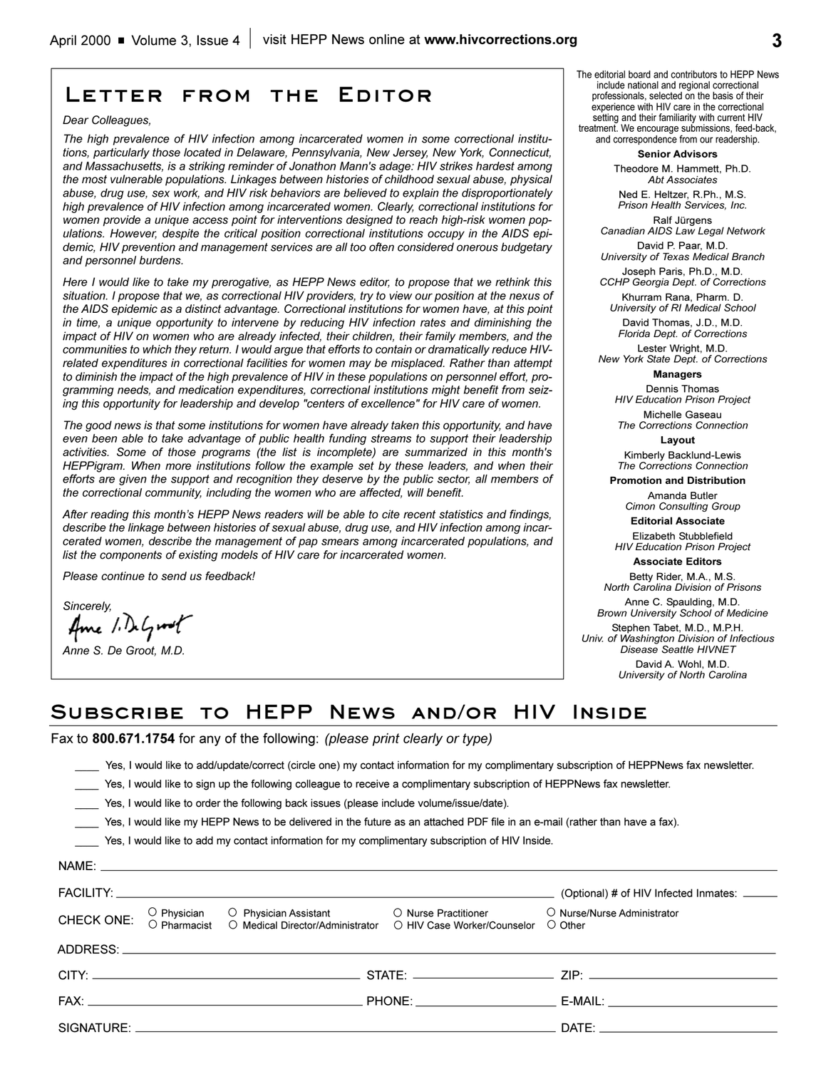# Letter from the Editor

*Dear Colleagues,*

*The high prevalence of HIV infection among incarcerated women in some correctional institutions, particularly those located in Delaware, Pennsylvania, New Jersey, New York, Connecticut, and Massachusetts, is a striking reminder of Jonathon Mann's adage: HIV strikes hardest among the most vulnerable populations. Linkages between histories of childhood sexual abuse, physical abuse, drug use, sex work, and HIV risk behaviors are believed to explain the disproportionately high prevalence of HIV infection among incarcerated women. Clearly, correctional institutions for women provide a unique access point for interventions designed to reach high-risk women populations. However, despite the critical position correctional institutions occupy in the AIDS epidemic, HIV prevention and management services are all too often considered onerous budgetary and personnel burdens.*

*Here I would like to take my prerogative, as HEPP News editor, to propose that we rethink this situation. I propose that we, as correctional HIV providers, try to view our position at the nexus of the AIDS epidemic as a distinct advantage. Correctional institutions for women have, at this point in time, a unique opportunity to intervene by reducing HIV infection rates and diminishing the impact of HIV on women who are already infected, their children, their family members, and the communities to which they return. I would argue that efforts to contain or dramatically reduce HIV-related expenditures in correctional facilities for women may be misplaced. Rather than attempt to diminish the impact of the high prevalence of HIV in these populations on personnel effort, programming needs, and medication expenditures, correctional institutions might benefit from seizing this opportunity for leadership and develop "centers of excellence" for HIV care of women.*

*The good news is that some institutions for women have already taken this opportunity, and have even been able to take advantage of public health funding streams to support their leadership activities. Some of those programs (the list is incomplete) are summarized in this month's HEPPigram. When more institutions follow the example set by these leaders, and when their efforts are given the support and recognition they deserve by the public sector, all members of the correctional community, including the women who are affected, will benefit.*

*After reading this month's HEPP News readers will be able to cite recent statistics and findings, describe the linkage between histories of sexual abuse, drug use, and HIV infection among incarcerated women, describe the management of pap smears among incarcerated populations, and list the components of existing models of HIV care for incarcerated women.*

*Please continue to send us feedback!*

*Sincerely,*

*Anne S. De Groot, M.D.*

The editorial board and contributors to HEPP News include national and regional correctional professionals, selected on the basis of their experience with HIV care in the correctional setting and their familiarity with current HIV treatment. We encourage submissions, feed-back, and correspondence from our readership.

**Senior Advisors**

Theodore M. Hammett, Ph.D.
*Abt Associates*

Ned E. Heltzer, R.Ph., M.S.
*Prison Health Services, Inc.*

Ralf Jürgens
*Canadian AIDS Law Legal Network*

David P. Paar, M.D.
*University of Texas Medical Branch*

Joseph Paris, Ph.D., M.D.
*CCHP Georgia Dept. of Corrections*

Khurram Rana, Pharm. D.
*University of RI Medical School*

David Thomas, J.D., M.D.
*Florida Dept. of Corrections*

Lester Wright, M.D.
*New York State Dept. of Corrections*

**Managers**

Dennis Thomas
*HIV Education Prison Project*

Michelle Gaseau
*The Corrections Connection*

**Layout**

Kimberly Backlund-Lewis
*The Corrections Connection*

**Promotion and Distribution**

Amanda Butler
*Cimon Consulting Group*

**Editorial Associate**

Elizabeth Stubblefield
*HIV Education Prison Project*

**Associate Editors**

Betty Rider, M.A., M.S.
*North Carolina Division of Prisons*

Anne C. Spaulding, M.D.
*Brown University School of Medicine*

Stephen Tabet, M.D., M.P.H.
*Univ. of Washington Division of Infectious Disease Seattle HIVNET*

David A. Wohl, M.D.
*University of North Carolina*

# Subscribe to HEPP News and/or HIV Inside

Fax to **800.671.1754** for any of the following: *(please print clearly or type)*

____ Yes, I would like to add/update/correct (circle one) my contact information for my complimentary subscription of HEPPNews fax newsletter.

____ Yes, I would like to sign up the following colleague to receive a complimentary subscription of HEPPNews fax newsletter.

____ Yes, I would like to order the following back issues (please include volume/issue/date).

____ Yes, I would like my HEPP News to be delivered in the future as an attached PDF file in an e-mail (rather than have a fax).

____ Yes, I would like to add my contact information for my complimentary subscription of HIV Inside.

NAME: ______________________________

FACILITY: ______________________________ (Optional) # of HIV Infected Inmates: ______

CHECK ONE: ○ Physician ○ Physician Assistant ○ Nurse Practitioner ○ Nurse/Nurse Administrator ○ Pharmacist ○ Medical Director/Administrator ○ HIV Case Worker/Counselor ○ Other

ADDRESS: ______________________________

CITY: ______________ STATE: ______________ ZIP: ______________

FAX: ______________ PHONE: ______________ E-MAIL: ______________

SIGNATURE: ______________________________ DATE: ______________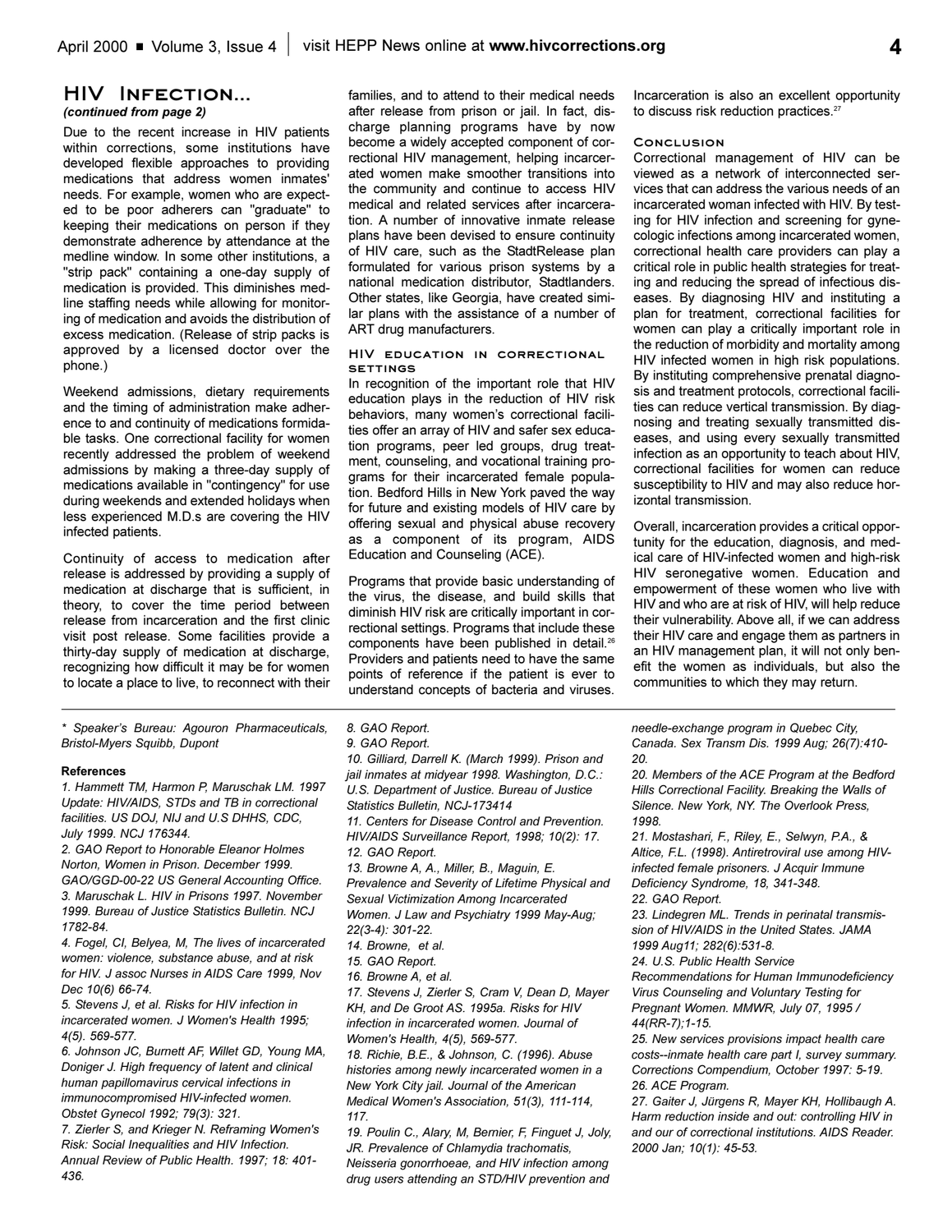## HIV Infection...

*(continued from page 2)*

Due to the recent increase in HIV patients within corrections, some institutions have developed flexible approaches to providing medications that address women inmates' needs. For example, women who are expected to be poor adherers can "graduate" to keeping their medications on person if they demonstrate adherence by attendance at the medline window. In some other institutions, a "strip pack" containing a one-day supply of medication is provided. This diminishes medline staffing needs while allowing for monitoring of medication and avoids the distribution of excess medication. (Release of strip packs is approved by a licensed doctor over the phone.)

Weekend admissions, dietary requirements and the timing of administration make adherence to and continuity of medications formidable tasks. One correctional facility for women recently addressed the problem of weekend admissions by making a three-day supply of medications available in "contingency" for use during weekends and extended holidays when less experienced M.D.s are covering the HIV infected patients.

Continuity of access to medication after release is addressed by providing a supply of medication at discharge that is sufficient, in theory, to cover the time period between release from incarceration and the first clinic visit post release. Some facilities provide a thirty-day supply of medication at discharge, recognizing how difficult it may be for women to locate a place to live, to reconnect with their families, and to attend to their medical needs after release from prison or jail. In fact, discharge planning programs have by now become a widely accepted component of correctional HIV management, helping incarcerated women make smoother transitions into the community and continue to access HIV medical and related services after incarceration. A number of innovative inmate release plans have been devised to ensure continuity of HIV care, such as the StadtRelease plan formulated for various prison systems by a national medication distributor, Stadtlanders. Other states, like Georgia, have created similar plans with the assistance of a number of ART drug manufacturers.

### HIV education in correctional settings

In recognition of the important role that HIV education plays in the reduction of HIV risk behaviors, many women's correctional facilities offer an array of HIV and safer sex education programs, peer led groups, drug treatment, counseling, and vocational training programs for their incarcerated female population. Bedford Hills in New York paved the way for future and existing models of HIV care by offering sexual and physical abuse recovery as a component of its program, AIDS Education and Counseling (ACE).

Programs that provide basic understanding of the virus, the disease, and build skills that diminish HIV risk are critically important in correctional settings. Programs that include these components have been published in detail.[26] Providers and patients need to have the same points of reference if the patient is ever to understand concepts of bacteria and viruses. Incarceration is also an excellent opportunity to discuss risk reduction practices.[27]

### Conclusion

Correctional management of HIV can be viewed as a network of interconnected services that can address the various needs of an incarcerated woman infected with HIV. By testing for HIV infection and screening for gynecologic infections among incarcerated women, correctional health care providers can play a critical role in public health strategies for treating and reducing the spread of infectious diseases. By diagnosing HIV and instituting a plan for treatment, correctional facilities for women can play a critically important role in the reduction of morbidity and mortality among HIV infected women in high risk populations. By instituting comprehensive prenatal diagnosis and treatment protocols, correctional facilities can reduce vertical transmission. By diagnosing and treating sexually transmitted diseases, and using every sexually transmitted infection as an opportunity to teach about HIV, correctional facilities for women can reduce susceptibility to HIV and may also reduce horizontal transmission.

Overall, incarceration provides a critical opportunity for the education, diagnosis, and medical care of HIV-infected women and high-risk HIV seronegative women. Education and empowerment of these women who live with HIV and who are at risk of HIV, will help reduce their vulnerability. Above all, if we can address their HIV care and engage them as partners in an HIV management plan, it will not only benefit the women as individuals, but also the communities to which they may return.

---

*\* Speaker's Bureau: Agouron Pharmaceuticals, Bristol-Myers Squibb, Dupont*

**References**

*1. Hammett TM, Harmon P, Maruschak LM. 1997 Update: HIV/AIDS, STDs and TB in correctional facilities. US DOJ, NIJ and U.S DHHS, CDC, July 1999. NCJ 176344.*

*2. GAO Report to Honorable Eleanor Holmes Norton, Women in Prison. December 1999. GAO/GGD-00-22 US General Accounting Office.*

*3. Maruschak L. HIV in Prisons 1997. November 1999. Bureau of Justice Statistics Bulletin. NCJ 1782-84.*

*4. Fogel, CI, Belyea, M, The lives of incarcerated women: violence, substance abuse, and at risk for HIV. J assoc Nurses in AIDS Care 1999, Nov Dec 10(6) 66-74.*

*5. Stevens J, et al. Risks for HIV infection in incarcerated women. J Women's Health 1995; 4(5). 569-577.*

*6. Johnson JC, Burnett AF, Willet GD, Young MA, Doniger J. High frequency of latent and clinical human papillomavirus cervical infections in immunocompromised HIV-infected women. Obstet Gynecol 1992; 79(3): 321.*

*7. Zierler S, and Krieger N. Reframing Women's Risk: Social Inequalities and HIV Infection. Annual Review of Public Health. 1997; 18: 401-436.*

*8. GAO Report.*

*9. GAO Report.*

*10. Gilliard, Darrell K. (March 1999). Prison and jail inmates at midyear 1998. Washington, D.C.: U.S. Department of Justice. Bureau of Justice Statistics Bulletin, NCJ-173414*

*11. Centers for Disease Control and Prevention. HIV/AIDS Surveillance Report, 1998; 10(2): 17.*

*12. GAO Report.*

*13. Browne A, A., Miller, B., Maguin, E. Prevalence and Severity of Lifetime Physical and Sexual Victimization Among Incarcerated Women. J Law and Psychiatry 1999 May-Aug; 22(3-4): 301-22.*

*14. Browne, et al.*

*15. GAO Report.*

*16. Browne A, et al.*

*17. Stevens J, Zierler S, Cram V, Dean D, Mayer KH, and De Groot AS. 1995a. Risks for HIV infection in incarcerated women. Journal of Women's Health, 4(5), 569-577.*

*18. Richie, B.E., & Johnson, C. (1996). Abuse histories among newly incarcerated women in a New York City jail. Journal of the American Medical Women's Association, 51(3), 111-114, 117.*

*19. Poulin C., Alary, M, Bernier, F, Finguet J, Joly, JR. Prevalence of Chlamydia trachomatis, Neisseria gonorrhoeae, and HIV infection among drug users attending an STD/HIV prevention and needle-exchange program in Quebec City, Canada. Sex Transm Dis. 1999 Aug; 26(7):410-20.*

*20. Members of the ACE Program at the Bedford Hills Correctional Facility. Breaking the Walls of Silence. New York, NY. The Overlook Press, 1998.*

*21. Mostashari, F., Riley, E., Selwyn, P.A., & Altice, F.L. (1998). Antiretroviral use among HIV-infected female prisoners. J Acquir Immune Deficiency Syndrome, 18, 341-348.*

*22. GAO Report.*

*23. Lindegren ML. Trends in perinatal transmission of HIV/AIDS in the United States. JAMA 1999 Aug11; 282(6):531-8.*

*24. U.S. Public Health Service Recommendations for Human Immunodeficiency Virus Counseling and Voluntary Testing for Pregnant Women. MMWR, July 07, 1995 / 44(RR-7);1-15.*

*25. New services provisions impact health care costs--inmate health care part I, survey summary. Corrections Compendium, October 1997: 5-19.*

*26. ACE Program.*

*27. Gaiter J, Jürgens R, Mayer KH, Hollibaugh A. Harm reduction inside and out: controlling HIV in and our of correctional institutions. AIDS Reader. 2000 Jan; 10(1): 45-53.*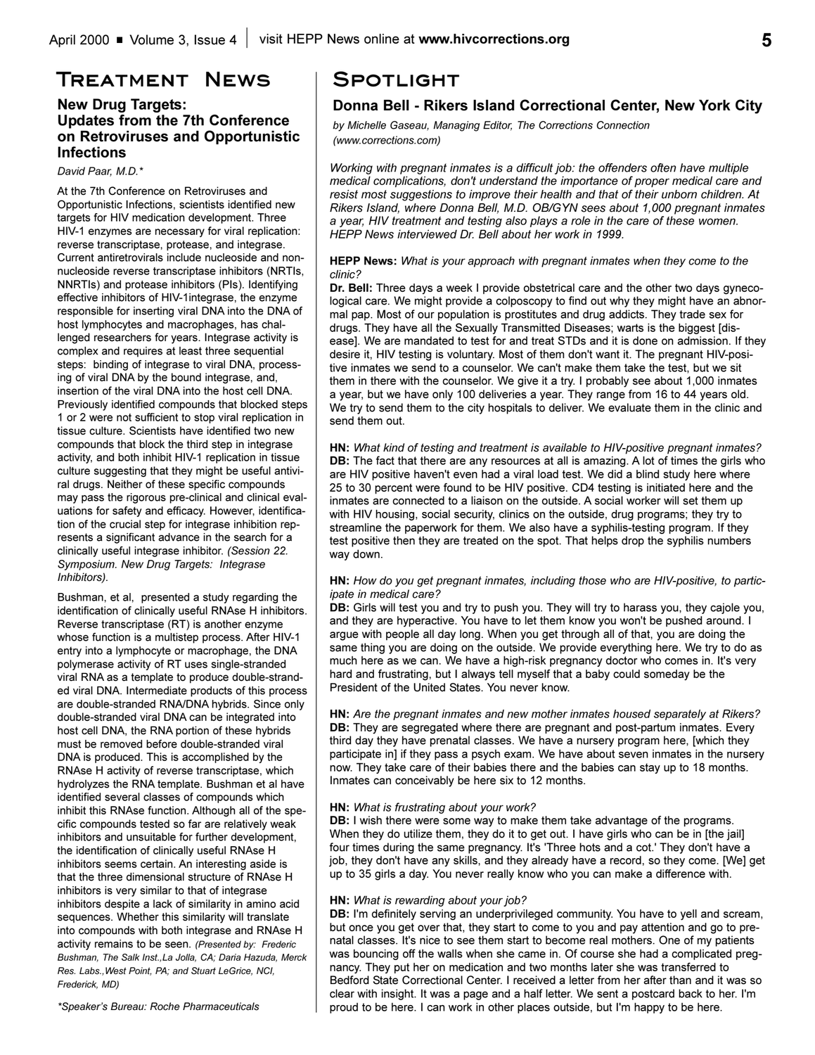# Treatment News

## New Drug Targets: Updates from the 7th Conference on Retroviruses and Opportunistic Infections

*David Paar, M.D.**

At the 7th Conference on Retroviruses and Opportunistic Infections, scientists identified new targets for HIV medication development. Three HIV-1 enzymes are necessary for viral replication: reverse transcriptase, protease, and integrase. Current antiretrovirals include nucleoside and non-nucleoside reverse transcriptase inhibitors (NRTIs, NNRTIs) and protease inhibitors (PIs). Identifying effective inhibitors of HIV-1integrase, the enzyme responsible for inserting viral DNA into the DNA of host lymphocytes and macrophages, has challenged researchers for years. Integrase activity is complex and requires at least three sequential steps: binding of integrase to viral DNA, processing of viral DNA by the bound integrase, and, insertion of the viral DNA into the host cell DNA. Previously identified compounds that blocked steps 1 or 2 were not sufficient to stop viral replication in tissue culture. Scientists have identified two new compounds that block the third step in integrase activity, and both inhibit HIV-1 replication in tissue culture suggesting that they might be useful antiviral drugs. Neither of these specific compounds may pass the rigorous pre-clinical and clinical evaluations for safety and efficacy. However, identification of the crucial step for integrase inhibition represents a significant advance in the search for a clinically useful integrase inhibitor. *(Session 22. Symposium. New Drug Targets: Integrase Inhibitors).*

Bushman, et al, presented a study regarding the identification of clinically useful RNAse H inhibitors. Reverse transcriptase (RT) is another enzyme whose function is a multistep process. After HIV-1 entry into a lymphocyte or macrophage, the DNA polymerase activity of RT uses single-stranded viral RNA as a template to produce double-stranded viral DNA. Intermediate products of this process are double-stranded RNA/DNA hybrids. Since only double-stranded viral DNA can be integrated into host cell DNA, the RNA portion of these hybrids must be removed before double-stranded viral DNA is produced. This is accomplished by the RNAse H activity of reverse transcriptase, which hydrolyzes the RNA template. Bushman et al have identified several classes of compounds which inhibit this RNAse function. Although all of the specific compounds tested so far are relatively weak inhibitors and unsuitable for further development, the identification of clinically useful RNAse H inhibitors seems certain. An interesting aside is that the three dimensional structure of RNAse H inhibitors is very similar to that of integrase inhibitors despite a lack of similarity in amino acid sequences. Whether this similarity will translate into compounds with both integrase and RNAse H activity remains to be seen. *(Presented by: Frederic Bushman, The Salk Inst.,La Jolla, CA; Daria Hazuda, Merck Res. Labs.,West Point, PA; and Stuart LeGrice, NCI, Frederick, MD)*

*\*Speaker's Bureau: Roche Pharmaceuticals*

# Spotlight

## Donna Bell - Rikers Island Correctional Center, New York City

*by Michelle Gaseau, Managing Editor, The Corrections Connection (www.corrections.com)*

*Working with pregnant inmates is a difficult job: the offenders often have multiple medical complications, don't understand the importance of proper medical care and resist most suggestions to improve their health and that of their unborn children. At Rikers Island, where Donna Bell, M.D. OB/GYN sees about 1,000 pregnant inmates a year, HIV treatment and testing also plays a role in the care of these women. HEPP News interviewed Dr. Bell about her work in 1999.*

**HEPP News:** *What is your approach with pregnant inmates when they come to the clinic?*

**Dr. Bell:** Three days a week I provide obstetrical care and the other two days gynecological care. We might provide a colposcopy to find out why they might have an abnormal pap. Most of our population is prostitutes and drug addicts. They trade sex for drugs. They have all the Sexually Transmitted Diseases; warts is the biggest [disease]. We are mandated to test for and treat STDs and it is done on admission. If they desire it, HIV testing is voluntary. Most of them don't want it. The pregnant HIV-positive inmates we send to a counselor. We can't make them take the test, but we sit them in there with the counselor. We give it a try. I probably see about 1,000 inmates a year, but we have only 100 deliveries a year. They range from 16 to 44 years old. We try to send them to the city hospitals to deliver. We evaluate them in the clinic and send them out.

**HN:** *What kind of testing and treatment is available to HIV-positive pregnant inmates?*

**DB:** The fact that there are any resources at all is amazing. A lot of times the girls who are HIV positive haven't even had a viral load test. We did a blind study here where 25 to 30 percent were found to be HIV positive. CD4 testing is initiated here and the inmates are connected to a liaison on the outside. A social worker will set them up with HIV housing, social security, clinics on the outside, drug programs; they try to streamline the paperwork for them. We also have a syphilis-testing program. If they test positive then they are treated on the spot. That helps drop the syphilis numbers way down.

**HN:** *How do you get pregnant inmates, including those who are HIV-positive, to participate in medical care?*

**DB:** Girls will test you and try to push you. They will try to harass you, they cajole you, and they are hyperactive. You have to let them know you won't be pushed around. I argue with people all day long. When you get through all of that, you are doing the same thing you are doing on the outside. We provide everything here. We try to do as much here as we can. We have a high-risk pregnancy doctor who comes in. It's very hard and frustrating, but I always tell myself that a baby could someday be the President of the United States. You never know.

**HN:** *Are the pregnant inmates and new mother inmates housed separately at Rikers?*

**DB:** They are segregated where there are pregnant and post-partum inmates. Every third day they have prenatal classes. We have a nursery program here, [which they participate in] if they pass a psych exam. We have about seven inmates in the nursery now. They take care of their babies there and the babies can stay up to 18 months. Inmates can conceivably be here six to 12 months.

**HN:** *What is frustrating about your work?*

**DB:** I wish there were some way to make them take advantage of the programs. When they do utilize them, they do it to get out. I have girls who can be in [the jail] four times during the same pregnancy. It's 'Three hots and a cot.' They don't have a job, they don't have any skills, and they already have a record, so they come. [We] get up to 35 girls a day. You never really know who you can make a difference with.

**HN:** *What is rewarding about your job?*

**DB:** I'm definitely serving an underprivileged community. You have to yell and scream, but once you get over that, they start to come to you and pay attention and go to prenatal classes. It's nice to see them start to become real mothers. One of my patients was bouncing off the walls when she came in. Of course she had a complicated pregnancy. They put her on medication and two months later she was transferred to Bedford State Correctional Center. I received a letter from her after than and it was so clear with insight. It was a page and a half letter. We sent a postcard back to her. I'm proud to be here. I can work in other places outside, but I'm happy to be here.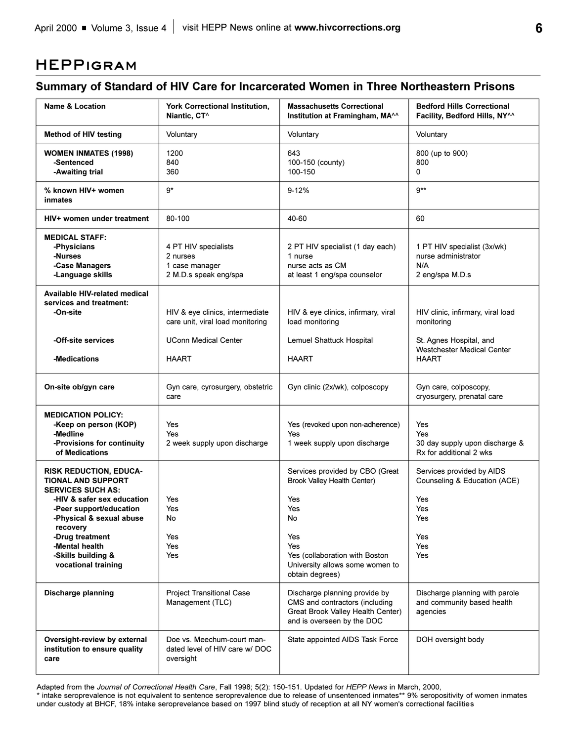# HEPPigram

## Summary of Standard of HIV Care for Incarcerated Women in Three Northeastern Prisons

| Name & Location | York Correctional Institution, Niantic, CT^ | Massachusetts Correctional Institution at Framingham, MA^^ | Bedford Hills Correctional Facility, Bedford Hills, NY^^ |
|---|---|---|---|
| **Method of HIV testing** | Voluntary | Voluntary | Voluntary |
| **WOMEN INMATES (1998)**<br>**-Sentenced**<br>**-Awaiting trial** | 1200<br>840<br>360 | 643<br>100-150 (county)<br>100-150 | 800 (up to 900)<br>800<br>0 |
| **% known HIV+ women inmates** | 9* | 9-12% | 9** |
| **HIV+ women under treatment** | 80-100 | 40-60 | 60 |
| **MEDICAL STAFF:**<br>**-Physicians**<br>**-Nurses**<br>**-Case Managers**<br>**-Language skills** | <br>4 PT HIV specialists<br>2 nurses<br>1 case manager<br>2 M.D.s speak eng/spa | <br>2 PT HIV specialist (1 day each)<br>1 nurse<br>nurse acts as CM<br>at least 1 eng/spa counselor | <br>1 PT HIV specialist (3x/wk)<br>nurse administrator<br>N/A<br>2 eng/spa M.D.s |
| **Available HIV-related medical services and treatment:**<br>**-On-site**<br><br>**-Off-site services**<br><br>**-Medications** | <br><br>HIV & eye clinics, intermediate care unit, viral load monitoring<br><br>UConn Medical Center<br><br>HAART | <br><br>HIV & eye clinics, infirmary, viral load monitoring<br><br>Lemuel Shattuck Hospital<br><br>HAART | <br><br>HIV clinic, infirmary, viral load monitoring<br><br>St. Agnes Hospital, and Westchester Medical Center<br>HAART |
| **On-site ob/gyn care** | Gyn care, cyrosurgery, obstetric care | Gyn clinic (2x/wk), colposcopy | Gyn care, colposcopy, cryosurgery, prenatal care |
| **MEDICATION POLICY:**<br>**-Keep on person (KOP)**<br>**-Medline**<br>**-Provisions for continuity of Medications** | <br>Yes<br>Yes<br>2 week supply upon discharge | <br>Yes (revoked upon non-adherence)<br>Yes<br>1 week supply upon discharge | <br>Yes<br>Yes<br>30 day supply upon discharge & Rx for additional 2 wks |
| **RISK REDUCTION, EDUCATIONAL AND SUPPORT SERVICES SUCH AS:**<br>**-HIV & safer sex education**<br>**-Peer support/education**<br>**-Physical & sexual abuse recovery**<br>**-Drug treatment**<br>**-Mental health**<br>**-Skills building & vocational training** | <br><br>Yes<br>Yes<br>No<br>Yes<br>Yes<br>Yes | Services provided by CBO (Great Brook Valley Health Center)<br>Yes<br>Yes<br>No<br>Yes<br>Yes<br>Yes (collaboration with Boston University allows some women to obtain degrees) | Services provided by AIDS Counseling & Education (ACE)<br>Yes<br>Yes<br>Yes<br>Yes<br>Yes<br>Yes |
| **Discharge planning** | Project Transitional Case Management (TLC) | Discharge planning provide by CMS and contractors (including Great Brook Valley Health Center) and is overseen by the DOC | Discharge planning with parole and community based health agencies |
| **Oversight-review by external institution to ensure quality care** | Doe vs. Meechum-court mandated level of HIV care w/ DOC oversight | State appointed AIDS Task Force | DOH oversight body |

Adapted from the *Journal of Correctional Health Care*, Fall 1998; 5(2): 150-151. Updated for *HEPP News* in March, 2000,
* intake seroprevalence is not equivalent to sentence seroprevalence due to release of unsentenced inmates** 9% seropositivity of women inmates under custody at BHCF, 18% intake seroprevelance based on 1997 blind study of reception at all NY women's correctional facilities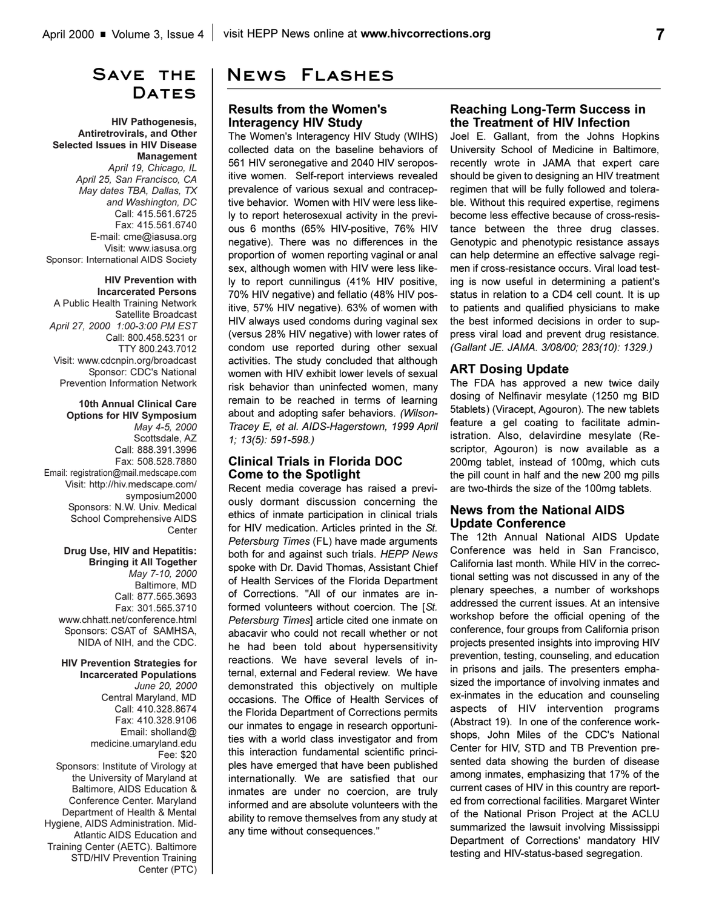## Save the Dates

**HIV Pathogenesis, Antiretrovirals, and Other Selected Issues in HIV Disease Management**
*April 19, Chicago, IL*
*April 25, San Francisco, CA*
*May dates TBA, Dallas, TX and Washington, DC*
Call: 415.561.6725
Fax: 415.561.6740
E-mail: cme@iasusa.org
Visit: www.iasusa.org
Sponsor: International AIDS Society

**HIV Prevention with Incarcerated Persons**
A Public Health Training Network Satellite Broadcast
*April 27, 2000 1:00-3:00 PM EST*
Call: 800.458.5231 or TTY 800.243.7012
Visit: www.cdcnpin.org/broadcast
Sponsor: CDC's National Prevention Information Network

**10th Annual Clinical Care Options for HIV Symposium**
*May 4-5, 2000*
Scottsdale, AZ
Call: 888.391.3996
Fax: 508.528.7880
Email: registration@mail.medscape.com
Visit: http://hiv.medscape.com/symposium2000
Sponsors: N.W. Univ. Medical School Comprehensive AIDS Center

**Drug Use, HIV and Hepatitis: Bringing it All Together**
*May 7-10, 2000*
Baltimore, MD
Call: 877.565.3693
Fax: 301.565.3710
www.chhatt.net/conference.html
Sponsors: CSAT of SAMHSA, NIDA of NIH, and the CDC.

**HIV Prevention Strategies for Incarcerated Populations**
*June 20, 2000*
Central Maryland, MD
Call: 410.328.8674
Fax: 410.328.9106
Email: sholland@medicine.umaryland.edu
Fee: $20
Sponsors: Institute of Virology at the University of Maryland at Baltimore, AIDS Education & Conference Center. Maryland Department of Health & Mental Hygiene, AIDS Administration. Mid-Atlantic AIDS Education and Training Center (AETC). Baltimore STD/HIV Prevention Training Center (PTC)

## News Flashes

### Results from the Women's Interagency HIV Study

The Women's Interagency HIV Study (WIHS) collected data on the baseline behaviors of 561 HIV seronegative and 2040 HIV seropositive women. Self-report interviews revealed prevalence of various sexual and contraceptive behavior. Women with HIV were less likely to report heterosexual activity in the previous 6 months (65% HIV-positive, 76% HIV negative). There was no differences in the proportion of women reporting vaginal or anal sex, although women with HIV were less likely to report cunnilingus (41% HIV positive, 70% HIV negative) and fellatio (48% HIV positive, 57% HIV negative). 63% of women with HIV always used condoms during vaginal sex (versus 28% HIV negative) with lower rates of condom use reported during other sexual activities. The study concluded that although women with HIV exhibit lower levels of sexual risk behavior than uninfected women, many remain to be reached in terms of learning about and adopting safer behaviors. *(Wilson-Tracey E, et al. AIDS-Hagerstown, 1999 April 1; 13(5): 591-598.)*

### Clinical Trials in Florida DOC Come to the Spotlight

Recent media coverage has raised a previously dormant discussion concerning the ethics of inmate participation in clinical trials for HIV medication. Articles printed in the *St. Petersburg Times* (FL) have made arguments both for and against such trials. *HEPP News* spoke with Dr. David Thomas, Assistant Chief of Health Services of the Florida Department of Corrections. "All of our inmates are informed volunteers without coercion. The [*St. Petersburg Times*] article cited one inmate on abacavir who could not recall whether or not he had been told about hypersensitivity reactions. We have several levels of internal, external and Federal review. We have demonstrated this objectively on multiple occasions. The Office of Health Services of the Florida Department of Corrections permits our inmates to engage in research opportunities with a world class investigator and from this interaction fundamental scientific principles have emerged that have been published internationally. We are satisfied that our inmates are under no coercion, are truly informed and are absolute volunteers with the ability to remove themselves from any study at any time without consequences."

### Reaching Long-Term Success in the Treatment of HIV Infection

Joel E. Gallant, from the Johns Hopkins University School of Medicine in Baltimore, recently wrote in JAMA that expert care should be given to designing an HIV treatment regimen that will be fully followed and tolerable. Without this required expertise, regimens become less effective because of cross-resistance between the three drug classes. Genotypic and phenotypic resistance assays can help determine an effective salvage regimen if cross-resistance occurs. Viral load testing is now useful in determining a patient's status in relation to a CD4 cell count. It is up to patients and qualified physicians to make the best informed decisions in order to suppress viral load and prevent drug resistance. *(Gallant JE. JAMA. 3/08/00; 283(10): 1329.)*

### ART Dosing Update

The FDA has approved a new twice daily dosing of Nelfinavir mesylate (1250 mg BID 5tablets) (Viracept, Agouron). The new tablets feature a gel coating to facilitate administration. Also, delavirdine mesylate (Rescriptor, Agouron) is now available as a 200mg tablet, instead of 100mg, which cuts the pill count in half and the new 200 mg pills are two-thirds the size of the 100mg tablets.

### News from the National AIDS Update Conference

The 12th Annual National AIDS Update Conference was held in San Francisco, California last month. While HIV in the correctional setting was not discussed in any of the plenary speeches, a number of workshops addressed the current issues. At an intensive workshop before the official opening of the conference, four groups from California prison projects presented insights into improving HIV prevention, testing, counseling, and education in prisons and jails. The presenters emphasized the importance of involving inmates and ex-inmates in the education and counseling aspects of HIV intervention programs (Abstract 19). In one of the conference workshops, John Miles of the CDC's National Center for HIV, STD and TB Prevention presented data showing the burden of disease among inmates, emphasizing that 17% of the current cases of HIV in this country are reported from correctional facilities. Margaret Winter of the National Prison Project at the ACLU summarized the lawsuit involving Mississippi Department of Corrections' mandatory HIV testing and HIV-status-based segregation.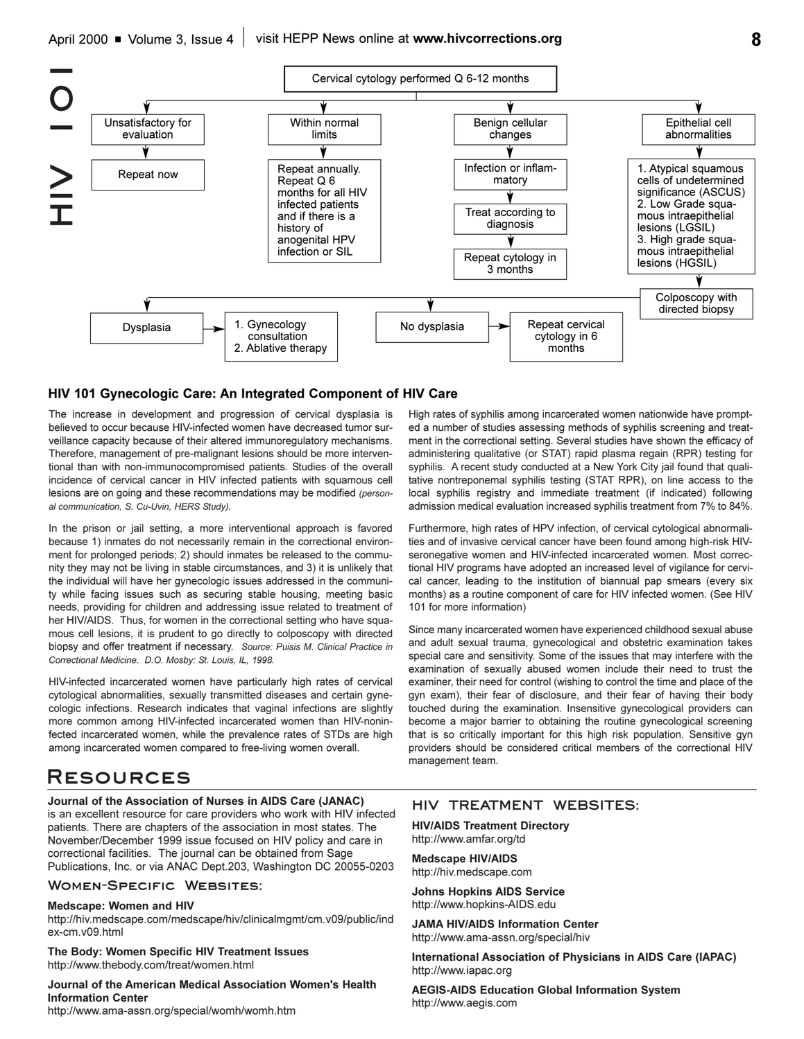Cervical cytology performed Q 6-12 months

- **Unsatisfactory for evaluation** → Repeat now
- **Within normal limits** → Repeat annually. Repeat Q 6 months for all HIV infected patients and if there is a history of anogenital HPV infection or SIL
- **Benign cellular changes** → Infection or inflammatory → Treat according to diagnosis → Repeat cytology in 3 months
- **Epithelial cell abnormalities** → 1. Atypical squamous cells of undetermined significance (ASCUS) 2. Low Grade squamous intraepithelial lesions (LGSIL) 3. High grade squamous intraepithelial lesions (HGSIL) → Colposcopy with directed biopsy
  - **Dysplasia** → 1. Gynecology consultation 2. Ablative therapy
  - **No dysplasia** → Repeat cervical cytology in 6 months

## HIV 101 Gynecologic Care: An Integrated Component of HIV Care

The increase in development and progression of cervical dysplasia is believed to occur because HIV-infected women have decreased tumor surveillance capacity because of their altered immunoregulatory mechanisms. Therefore, management of pre-malignant lesions should be more interventional than with non-immunocompromised patients. Studies of the overall incidence of cervical cancer in HIV infected patients with squamous cell lesions are on going and these recommendations may be modified *(personal communication, S. Cu-Uvin, HERS Study).*

In the prison or jail setting, a more interventional approach is favored because 1) inmates do not necessarily remain in the correctional environment for prolonged periods; 2) should inmates be released to the community they may not be living in stable circumstances, and 3) it is unlikely that the individual will have her gynecologic issues addressed in the community while facing issues such as securing stable housing, meeting basic needs, providing for children and addressing issue related to treatment of her HIV/AIDS. Thus, for women in the correctional setting who have squamous cell lesions, it is prudent to go directly to colposcopy with directed biopsy and offer treatment if necessary. *Source: Puisis M. Clinical Practice in Correctional Medicine. D.O. Mosby: St. Louis, IL, 1998.*

HIV-infected incarcerated women have particularly high rates of cervical cytological abnormalities, sexually transmitted diseases and certain gynecologic infections. Research indicates that vaginal infections are slightly more common among HIV-infected incarcerated women than HIV-noninfected incarcerated women, while the prevalence rates of STDs are high among incarcerated women compared to free-living women overall.

High rates of syphilis among incarcerated women nationwide have prompted a number of studies assessing methods of syphilis screening and treatment in the correctional setting. Several studies have shown the efficacy of administering qualitative (or STAT) rapid plasma regain (RPR) testing for syphilis. A recent study conducted at a New York City jail found that qualitative nontreponemal syphilis testing (STAT RPR), on line access to the local syphilis registry and immediate treatment (if indicated) following admission medical evaluation increased syphilis treatment from 7% to 84%.

Furthermore, high rates of HPV infection, of cervical cytological abnormalities and of invasive cervical cancer have been found among high-risk HIV-seronegative women and HIV-infected incarcerated women. Most correctional HIV programs have adopted an increased level of vigilance for cervical cancer, leading to the institution of biannual pap smears (every six months) as a routine component of care for HIV infected women. (See HIV 101 for more information)

Since many incarcerated women have experienced childhood sexual abuse and adult sexual trauma, gynecological and obstetric examination takes special care and sensitivity. Some of the issues that may interfere with the examination of sexually abused women include their need to trust the examiner, their need for control (wishing to control the time and place of the gyn exam), their fear of disclosure, and their fear of having their body touched during the examination. Insensitive gynecological providers can become a major barrier to obtaining the routine gynecological screening that is so critically important for this high risk population. Sensitive gyn providers should be considered critical members of the correctional HIV management team.

# Resources

**Journal of the Association of Nurses in AIDS Care (JANAC)** is an excellent resource for care providers who work with HIV infected patients. There are chapters of the association in most states. The November/December 1999 issue focused on HIV policy and care in correctional facilities. The journal can be obtained from Sage Publications, Inc. or via ANAC Dept.203, Washington DC 20055-0203

### Women-Specific Websites:

**Medscape: Women and HIV**
http://hiv.medscape.com/medscape/hiv/clinicalmgmt/cm.v09/public/index-cm.v09.html

**The Body: Women Specific HIV Treatment Issues**
http://www.thebody.com/treat/women.html

**Journal of the American Medical Association Women's Health Information Center**
http://www.ama-assn.org/special/womh/womh.htm

### HIV Treatment Websites:

**HIV/AIDS Treatment Directory**
http://www.amfar.org/td

**Medscape HIV/AIDS**
http://hiv.medscape.com

**Johns Hopkins AIDS Service**
http://www.hopkins-AIDS.edu

**JAMA HIV/AIDS Information Center**
http://www.ama-assn.org/special/hiv

**International Association of Physicians in AIDS Care (IAPAC)**
http://www.iapac.org

**AEGIS-AIDS Education Global Information System**
http://www.aegis.com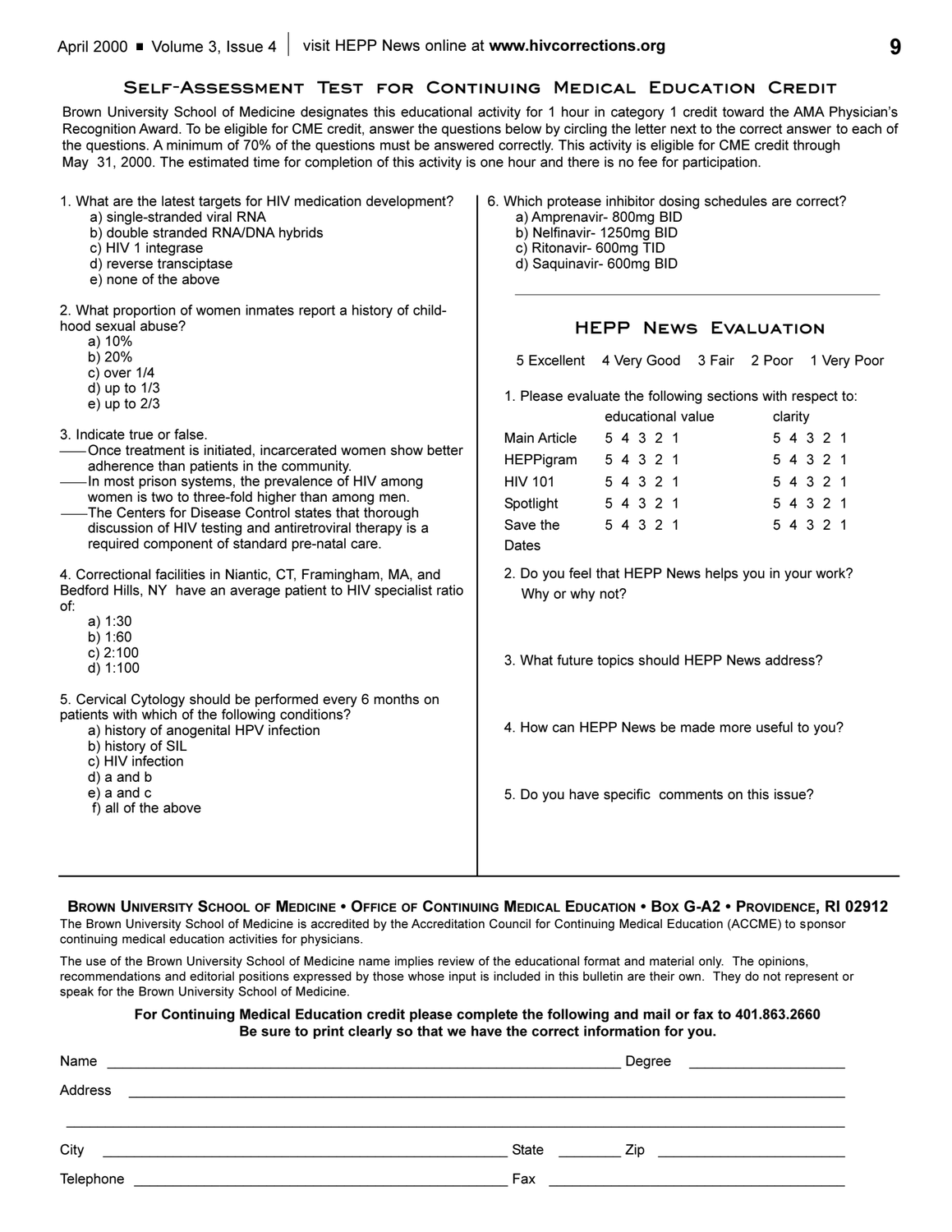## Self-Assessment Test for Continuing Medical Education Credit

Brown University School of Medicine designates this educational activity for 1 hour in category 1 credit toward the AMA Physician's Recognition Award. To be eligible for CME credit, answer the questions below by circling the letter next to the correct answer to each of the questions. A minimum of 70% of the questions must be answered correctly. This activity is eligible for CME credit through May 31, 2000. The estimated time for completion of this activity is one hour and there is no fee for participation.

1. What are the latest targets for HIV medication development?
   - a) single-stranded viral RNA
   - b) double stranded RNA/DNA hybrids
   - c) HIV 1 integrase
   - d) reverse transciptase
   - e) none of the above

2. What proportion of women inmates report a history of childhood sexual abuse?
   - a) 10%
   - b) 20%
   - c) over 1/4
   - d) up to 1/3
   - e) up to 2/3

3. Indicate true or false.
   - ___ Once treatment is initiated, incarcerated women show better adherence than patients in the community.
   - ___ In most prison systems, the prevalence of HIV among women is two to three-fold higher than among men.
   - ___ The Centers for Disease Control states that thorough discussion of HIV testing and antiretroviral therapy is a required component of standard pre-natal care.

4. Correctional facilities in Niantic, CT, Framingham, MA, and Bedford Hills, NY have an average patient to HIV specialist ratio of:
   - a) 1:30
   - b) 1:60
   - c) 2:100
   - d) 1:100

5. Cervical Cytology should be performed every 6 months on patients with which of the following conditions?
   - a) history of anogenital HPV infection
   - b) history of SIL
   - c) HIV infection
   - d) a and b
   - e) a and c
   - f) all of the above

6. Which protease inhibitor dosing schedules are correct?
   - a) Amprenavir- 800mg BID
   - b) Nelfinavir- 1250mg BID
   - c) Ritonavir- 600mg TID
   - d) Saquinavir- 600mg BID

## HEPP News Evaluation

5 Excellent 4 Very Good 3 Fair 2 Poor 1 Very Poor

1. Please evaluate the following sections with respect to:

| | educational value | clarity |
|---|---|---|
| Main Article | 5 4 3 2 1 | 5 4 3 2 1 |
| HEPPigram | 5 4 3 2 1 | 5 4 3 2 1 |
| HIV 101 | 5 4 3 2 1 | 5 4 3 2 1 |
| Spotlight | 5 4 3 2 1 | 5 4 3 2 1 |
| Save the Dates | 5 4 3 2 1 | 5 4 3 2 1 |

2. Do you feel that HEPP News helps you in your work? Why or why not?

3. What future topics should HEPP News address?

4. How can HEPP News be made more useful to you?

5. Do you have specific comments on this issue?

---

**Brown University School of Medicine • Office of Continuing Medical Education • Box G-A2 • Providence, RI 02912**

The Brown University School of Medicine is accredited by the Accreditation Council for Continuing Medical Education (ACCME) to sponsor continuing medical education activities for physicians.

The use of the Brown University School of Medicine name implies review of the educational format and material only. The opinions, recommendations and editorial positions expressed by those whose input is included in this bulletin are their own. They do not represent or speak for the Brown University School of Medicine.

**For Continuing Medical Education credit please complete the following and mail or fax to 401.863.2660**
**Be sure to print clearly so that we have the correct information for you.**

Name ______________________________ Degree ____________

Address ______________________________________________

_____________________________________________________

City ______________________ State ________ Zip ____________

Telephone ____________________ Fax ______________________